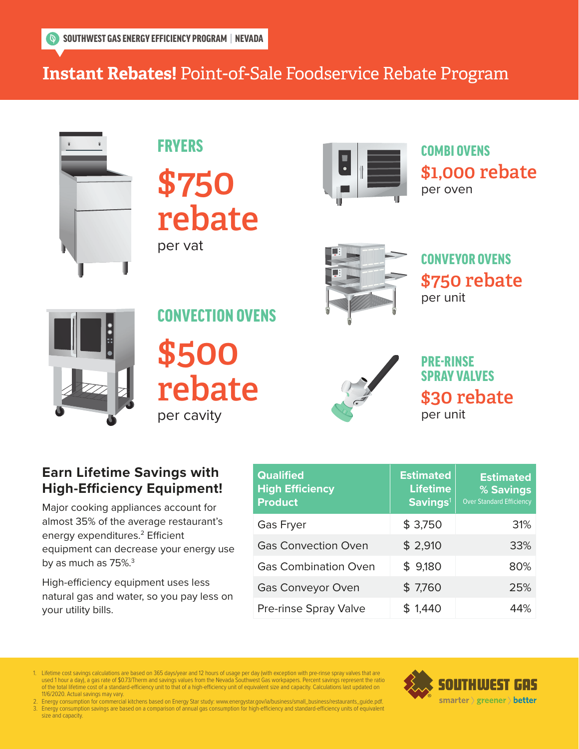SOUTHWEST GAS ENERGY EFFICIENCY PROGRAM | NEVADA

# **Instant Rebates!** Point-of-Sale Foodservice Rebate Program

## FRYERS

**$750 rebate**
per vat

## COMBI OVENS

**$1,000 rebate**
per oven

## CONVEYOR OVENS

**$750 rebate**
per unit

## CONVECTION OVENS

**$500 rebate**
per cavity

## PRE-RINSE SPRAY VALVES

**$30 rebate**
per unit

## Earn Lifetime Savings with High-Efficiency Equipment!

Major cooking appliances account for almost 35% of the average restaurant's energy expenditures.[2] Efficient equipment can decrease your energy use by as much as 75%.[3]

High-efficiency equipment uses less natural gas and water, so you pay less on your utility bills.

| Qualified High Efficiency Product | Estimated Lifetime Savings[1] | Estimated % Savings Over Standard Efficiency |
|---|---|---|
| Gas Fryer | $ 3,750 | 31% |
| Gas Convection Oven | $ 2,910 | 33% |
| Gas Combination Oven | $ 9,180 | 80% |
| Gas Conveyor Oven | $ 7,760 | 25% |
| Pre-rinse Spray Valve | $ 1,440 | 44% |

1. Lifetime cost savings calculations are based on 365 days/year and 12 hours of usage per day (with exception with pre-rinse spray valves that are used 1 hour a day), a gas rate of $0.73/Therm and savings values from the Nevada Southwest Gas workpapers. Percent savings represent the ratio of the total lifetime cost of a standard-efficiency unit to that of a high-efficiency unit of equivalent size and capacity. Calculations last updated on 11/6/2020. Actual savings may vary.
2. Energy consumption for commercial kitchens based on Energy Star study: www.energystar.gov/ia/business/small_business/restaurants_guide.pdf.
3. Energy consumption savings are based on a comparison of annual gas consumption for high-efficiency and standard-efficiency units of equivalent size and capacity.

SOUTHWEST GAS
smarter 〉 greener 〉 better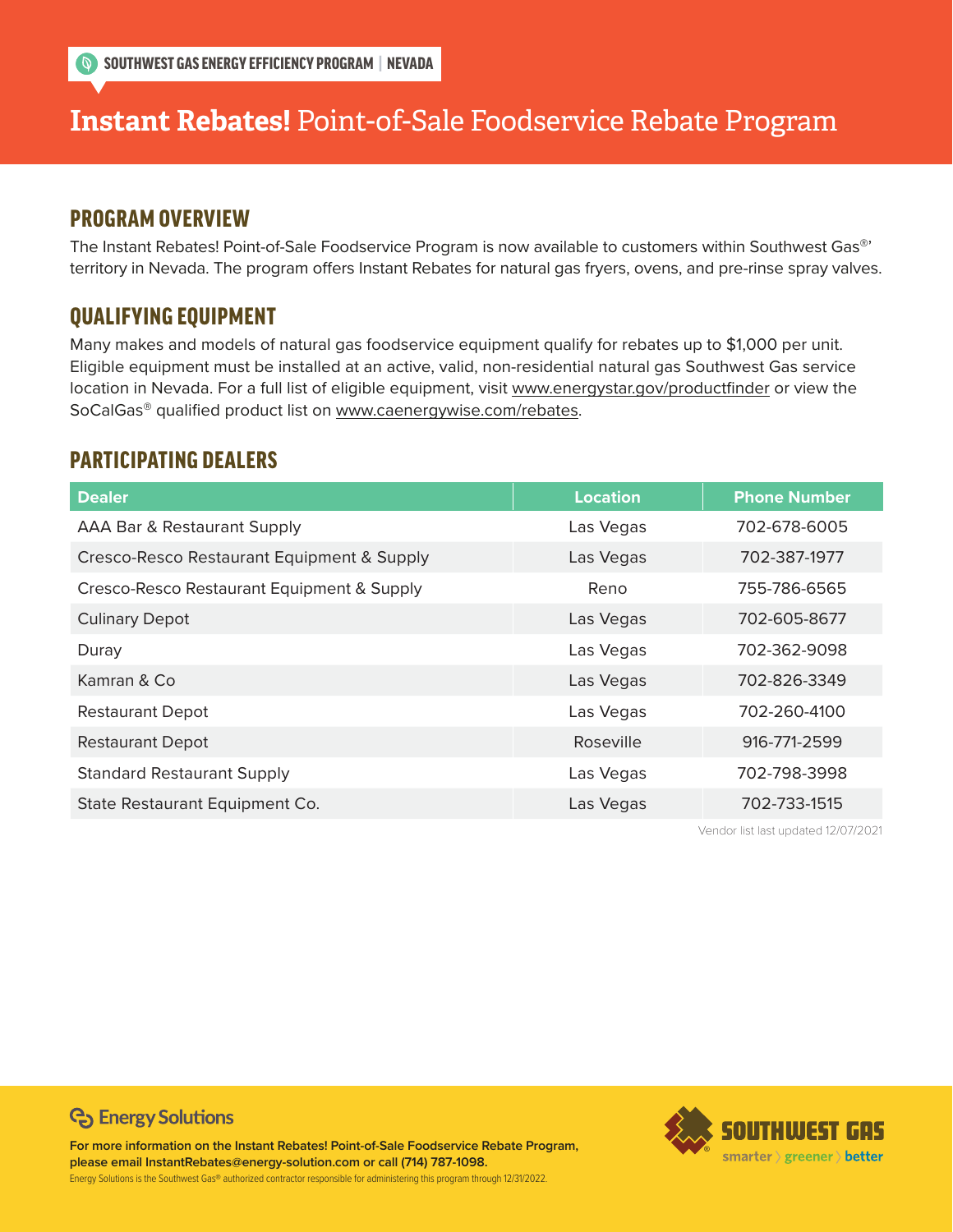SOUTHWEST GAS ENERGY EFFICIENCY PROGRAM | NEVADA

# **Instant Rebates!** Point-of-Sale Foodservice Rebate Program

## PROGRAM OVERVIEW

The Instant Rebates! Point-of-Sale Foodservice Program is now available to customers within Southwest Gas®' territory in Nevada. The program offers Instant Rebates for natural gas fryers, ovens, and pre-rinse spray valves.

## QUALIFYING EQUIPMENT

Many makes and models of natural gas foodservice equipment qualify for rebates up to $1,000 per unit. Eligible equipment must be installed at an active, valid, non-residential natural gas Southwest Gas service location in Nevada. For a full list of eligible equipment, visit www.energystar.gov/productfinder or view the SoCalGas® qualified product list on www.caenergywise.com/rebates.

## PARTICIPATING DEALERS

| Dealer | Location | Phone Number |
|---|---|---|
| AAA Bar & Restaurant Supply | Las Vegas | 702-678-6005 |
| Cresco-Resco Restaurant Equipment & Supply | Las Vegas | 702-387-1977 |
| Cresco-Resco Restaurant Equipment & Supply | Reno | 755-786-6565 |
| Culinary Depot | Las Vegas | 702-605-8677 |
| Duray | Las Vegas | 702-362-9098 |
| Kamran & Co | Las Vegas | 702-826-3349 |
| Restaurant Depot | Las Vegas | 702-260-4100 |
| Restaurant Depot | Roseville | 916-771-2599 |
| Standard Restaurant Supply | Las Vegas | 702-798-3998 |
| State Restaurant Equipment Co. | Las Vegas | 702-733-1515 |

Vendor list last updated 12/07/2021

Energy Solutions

**For more information on the Instant Rebates! Point-of-Sale Foodservice Rebate Program, please email InstantRebates@energy-solution.com or call (714) 787-1098.**

Energy Solutions is the Southwest Gas® authorized contractor responsible for administering this program through 12/31/2022.

SOUTHWEST GAS

smarter 〉 greener 〉 better